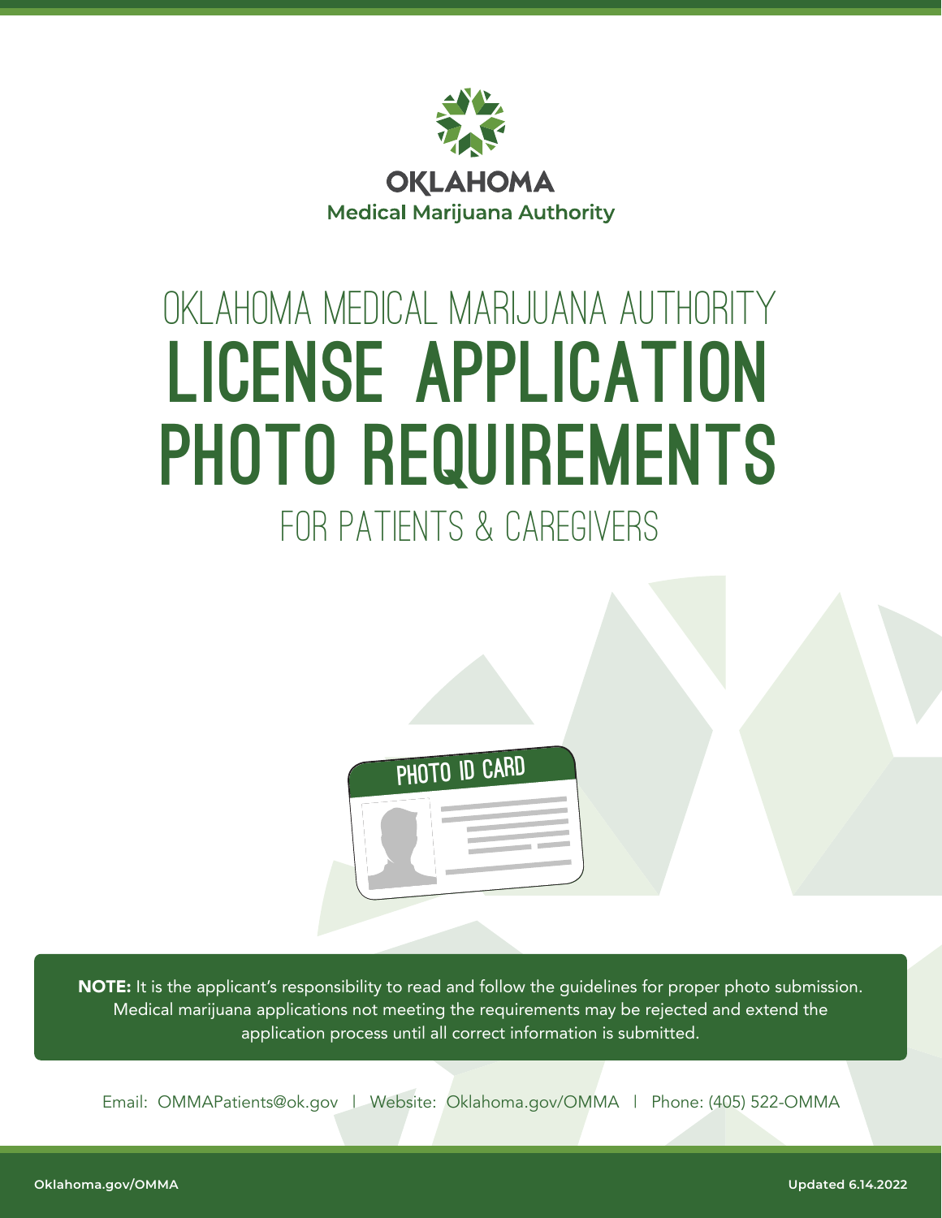OKLAHOMA
Medical Marijuana Authority

# OKLAHOMA MEDICAL MARIJUANA AUTHORITY LICENSE APPLICATION PHOTO REQUIREMENTS FOR PATIENTS & CAREGIVERS

PHOTO ID CARD

**NOTE:** It is the applicant's responsibility to read and follow the guidelines for proper photo submission. Medical marijuana applications not meeting the requirements may be rejected and extend the application process until all correct information is submitted.

Email: OMMAPatients@ok.gov | Website: Oklahoma.gov/OMMA | Phone: (405) 522-OMMA

Oklahoma.gov/OMMA

Updated 6.14.2022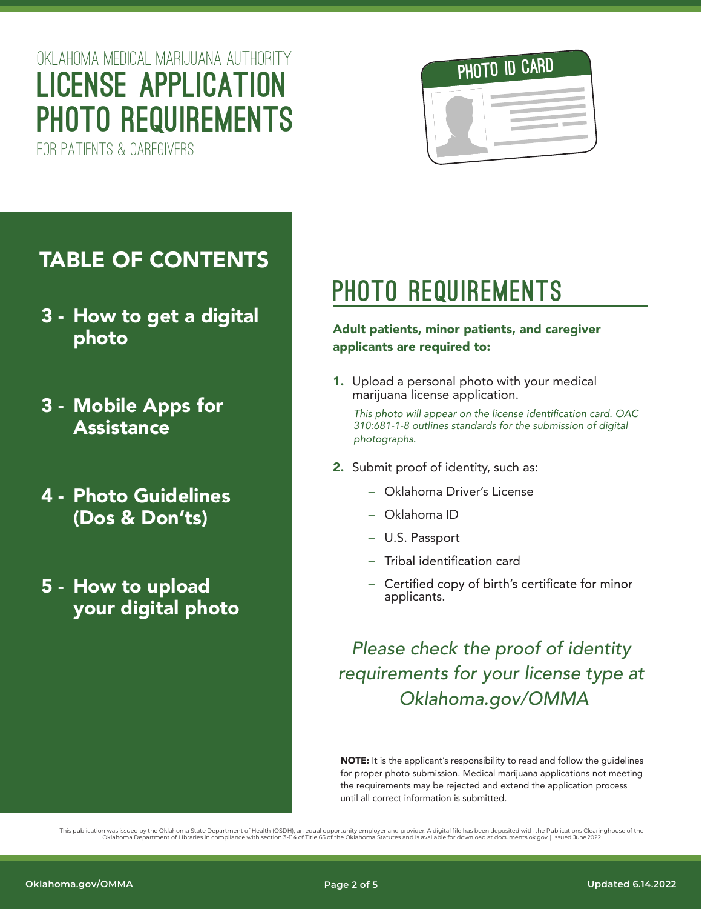Oklahoma Medical Marijuana Authority

# License Application Photo Requirements

For Patients & Caregivers

## Table of Contents

- 3 - How to get a digital photo
- 3 - Mobile Apps for Assistance
- 4 - Photo Guidelines (Dos & Don'ts)
- 5 - How to upload your digital photo

## Photo Requirements

**Adult patients, minor patients, and caregiver applicants are required to:**

1. Upload a personal photo with your medical marijuana license application.

   *This photo will appear on the license identification card. OAC 310:681-1-8 outlines standards for the submission of digital photographs.*

2. Submit proof of identity, such as:
   - Oklahoma Driver's License
   - Oklahoma ID
   - U.S. Passport
   - Tribal identification card
   - Certified copy of birth's certificate for minor applicants.

*Please check the proof of identity requirements for your license type at Oklahoma.gov/OMMA*

**NOTE:** It is the applicant's responsibility to read and follow the guidelines for proper photo submission. Medical marijuana applications not meeting the requirements may be rejected and extend the application process until all correct information is submitted.

This publication was issued by the Oklahoma State Department of Health (OSDH), an equal opportunity employer and provider. A digital file has been deposited with the Publications Clearinghouse of the Oklahoma Department of Libraries in compliance with section 3-114 of Title 65 of the Oklahoma Statutes and is available for download at documents.ok.gov. | Issued June 2022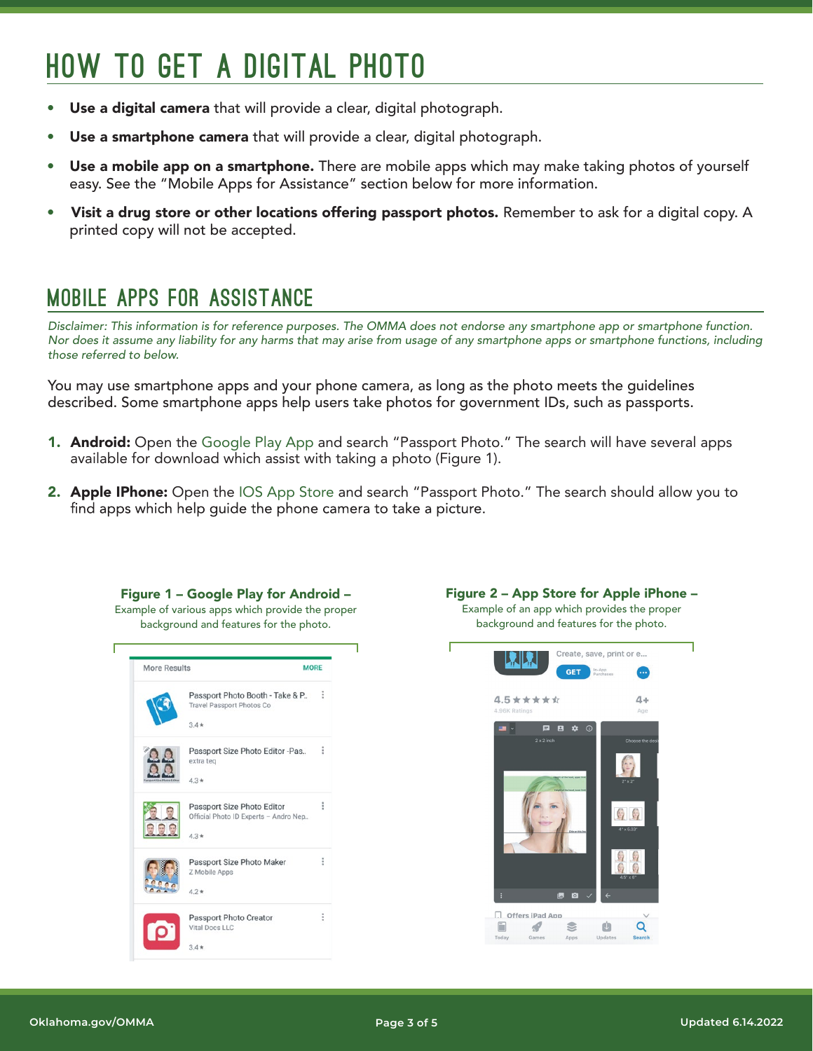# HOW TO GET A DIGITAL PHOTO

- **Use a digital camera** that will provide a clear, digital photograph.
- **Use a smartphone camera** that will provide a clear, digital photograph.
- **Use a mobile app on a smartphone.** There are mobile apps which may make taking photos of yourself easy. See the "Mobile Apps for Assistance" section below for more information.
- **Visit a drug store or other locations offering passport photos.** Remember to ask for a digital copy. A printed copy will not be accepted.

# MOBILE APPS FOR ASSISTANCE

*Disclaimer: This information is for reference purposes. The OMMA does not endorse any smartphone app or smartphone function. Nor does it assume any liability for any harms that may arise from usage of any smartphone apps or smartphone functions, including those referred to below.*

You may use smartphone apps and your phone camera, as long as the photo meets the guidelines described. Some smartphone apps help users take photos for government IDs, such as passports.

1. **Android:** Open the Google Play App and search "Passport Photo." The search will have several apps available for download which assist with taking a photo (Figure 1).
2. **Apple IPhone:** Open the IOS App Store and search "Passport Photo." The search should allow you to find apps which help guide the phone camera to take a picture.

**Figure 1 – Google Play for Android –**
Example of various apps which provide the proper background and features for the photo.

**Figure 2 – App Store for Apple iPhone –**
Example of an app which provides the proper background and features for the photo.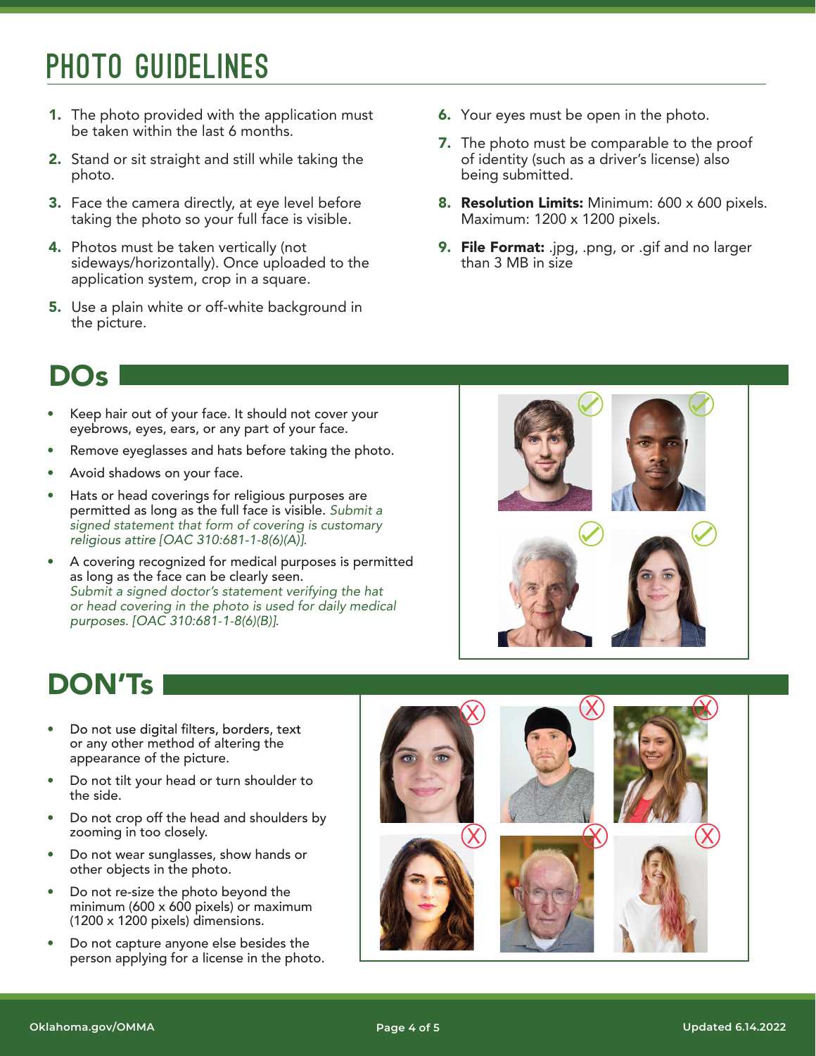# PHOTO GUIDELINES

1. The photo provided with the application must be taken within the last 6 months.
2. Stand or sit straight and still while taking the photo.
3. Face the camera directly, at eye level before taking the photo so your full face is visible.
4. Photos must be taken vertically (not sideways/horizontally). Once uploaded to the application system, crop in a square.
5. Use a plain white or off-white background in the picture.
6. Your eyes must be open in the photo.
7. The photo must be comparable to the proof of identity (such as a driver's license) also being submitted.
8. **Resolution Limits:** Minimum: 600 x 600 pixels. Maximum: 1200 x 1200 pixels.
9. **File Format:** .jpg, .png, or .gif and no larger than 3 MB in size

## DOs

- Keep hair out of your face. It should not cover your eyebrows, eyes, ears, or any part of your face.
- Remove eyeglasses and hats before taking the photo.
- Avoid shadows on your face.
- Hats or head coverings for religious purposes are permitted as long as the full face is visible. *Submit a signed statement that form of covering is customary religious attire [OAC 310:681-1-8(6)(A)].*
- A covering recognized for medical purposes is permitted as long as the face can be clearly seen. *Submit a signed doctor's statement verifying the hat or head covering in the photo is used for daily medical purposes. [OAC 310:681-1-8(6)(B)].*

## DON'Ts

- Do not use digital filters, borders, text or any other method of altering the appearance of the picture.
- Do not tilt your head or turn shoulder to the side.
- Do not crop off the head and shoulders by zooming in too closely.
- Do not wear sunglasses, show hands or other objects in the photo.
- Do not re-size the photo beyond the minimum (600 x 600 pixels) or maximum (1200 x 1200 pixels) dimensions.
- Do not capture anyone else besides the person applying for a license in the photo.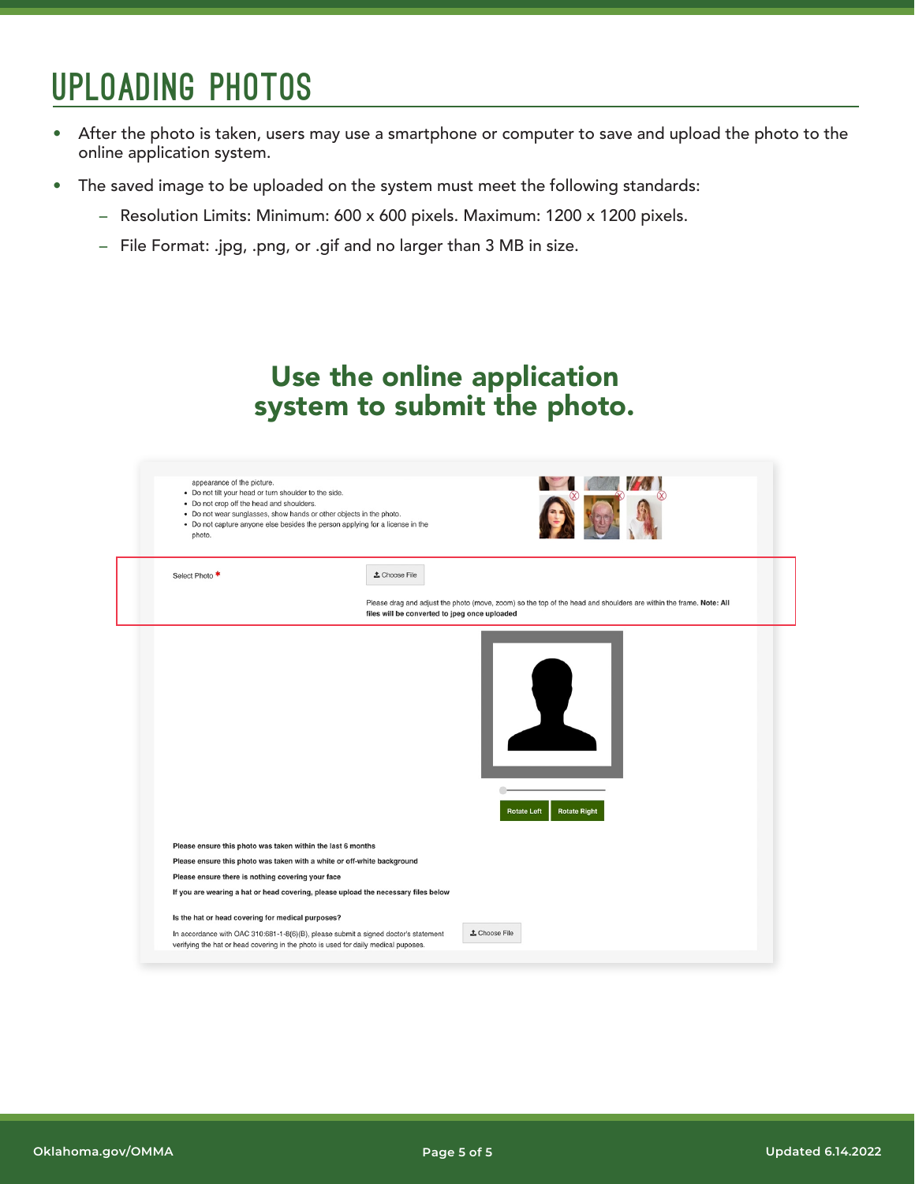# UPLOADING PHOTOS

- After the photo is taken, users may use a smartphone or computer to save and upload the photo to the online application system.
- The saved image to be uploaded on the system must meet the following standards:
  - Resolution Limits: Minimum: 600 x 600 pixels. Maximum: 1200 x 1200 pixels.
  - File Format: .jpg, .png, or .gif and no larger than 3 MB in size.

## Use the online application system to submit the photo.

appearance of the picture.

- Do not tilt your head or turn shoulder to the side.
- Do not crop off the head and shoulders.
- Do not wear sunglasses, show hands or other objects in the photo.
- Do not capture anyone else besides the person applying for a license in the photo.

Select Photo *

Choose File

Please drag and adjust the photo (move, zoom) so the top of the head and shoulders are within the frame. **Note: All files will be converted to jpeg once uploaded**

Rotate Left

Rotate Right

**Please ensure this photo was taken within the last 6 months**

**Please ensure this photo was taken with a white or off-white background**

**Please ensure there is nothing covering your face**

**If you are wearing a hat or head covering, please upload the necessary files below**

**Is the hat or head covering for medical purposes?**

In accordance with OAC 310:681-1-8(6)(B), please submit a signed doctor's statement verifying the hat or head covering in the photo is used for daily medical puposes.

Choose File

Oklahoma.gov/OMMA

Updated 6.14.2022